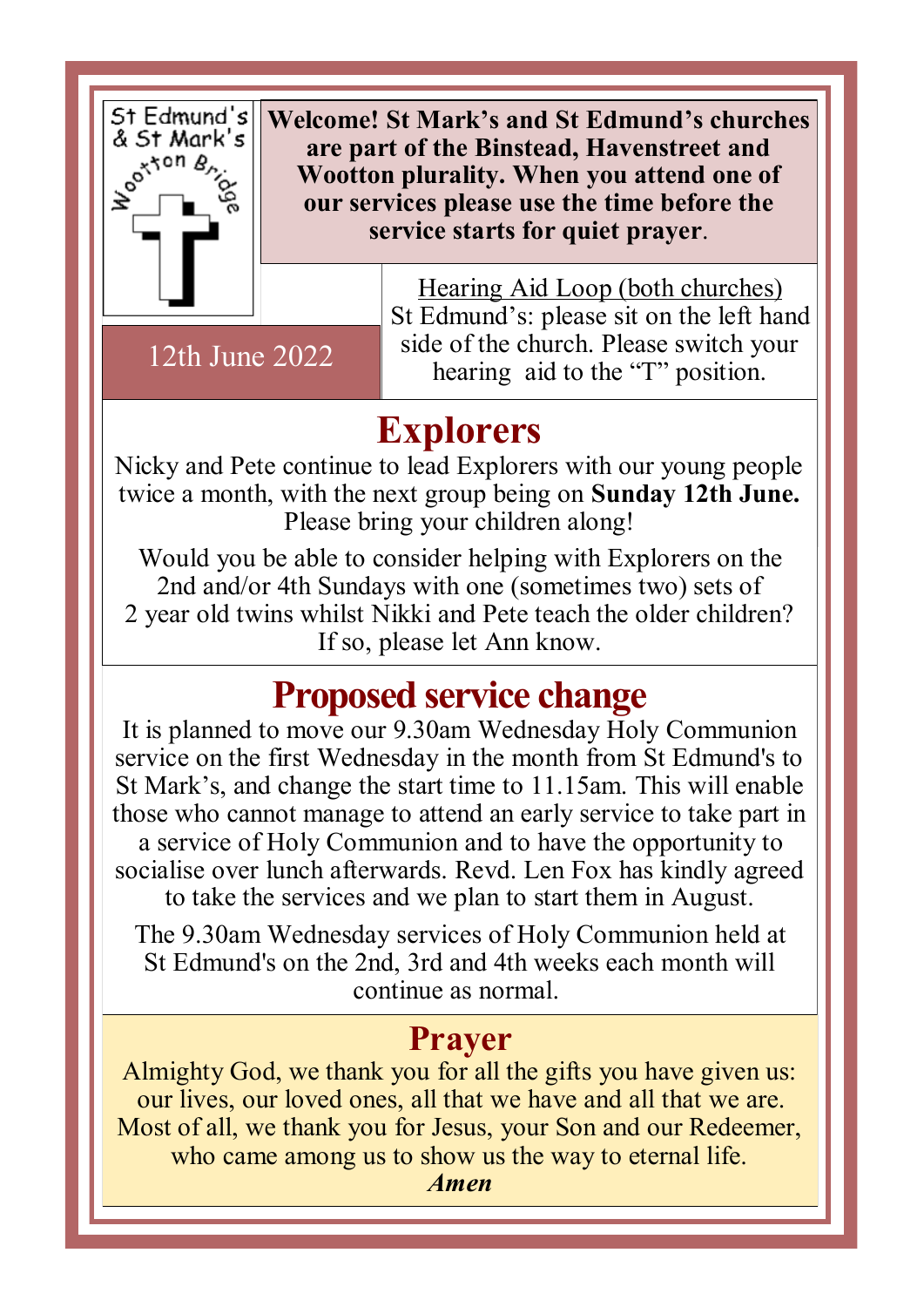St Edmund's & St Mark's Wootton Bridge

**Welcome! St Mark's and St Edmund's churches are part of the Binstead, Havenstreet and Wootton plurality. When you attend one of our services please use the time before the service starts for quiet prayer**.

12th June 2022

Hearing Aid Loop (both churches)
St Edmund's: please sit on the left hand side of the church. Please switch your hearing aid to the "T" position.

# Explorers

Nicky and Pete continue to lead Explorers with our young people twice a month, with the next group being on **Sunday 12th June.** Please bring your children along!

Would you be able to consider helping with Explorers on the 2nd and/or 4th Sundays with one (sometimes two) sets of 2 year old twins whilst Nikki and Pete teach the older children? If so, please let Ann know.

# Proposed service change

It is planned to move our 9.30am Wednesday Holy Communion service on the first Wednesday in the month from St Edmund's to St Mark's, and change the start time to 11.15am. This will enable those who cannot manage to attend an early service to take part in a service of Holy Communion and to have the opportunity to socialise over lunch afterwards. Revd. Len Fox has kindly agreed to take the services and we plan to start them in August.

The 9.30am Wednesday services of Holy Communion held at St Edmund's on the 2nd, 3rd and 4th weeks each month will continue as normal.

# Prayer

Almighty God, we thank you for all the gifts you have given us: our lives, our loved ones, all that we have and all that we are. Most of all, we thank you for Jesus, your Son and our Redeemer, who came among us to show us the way to eternal life.
***Amen***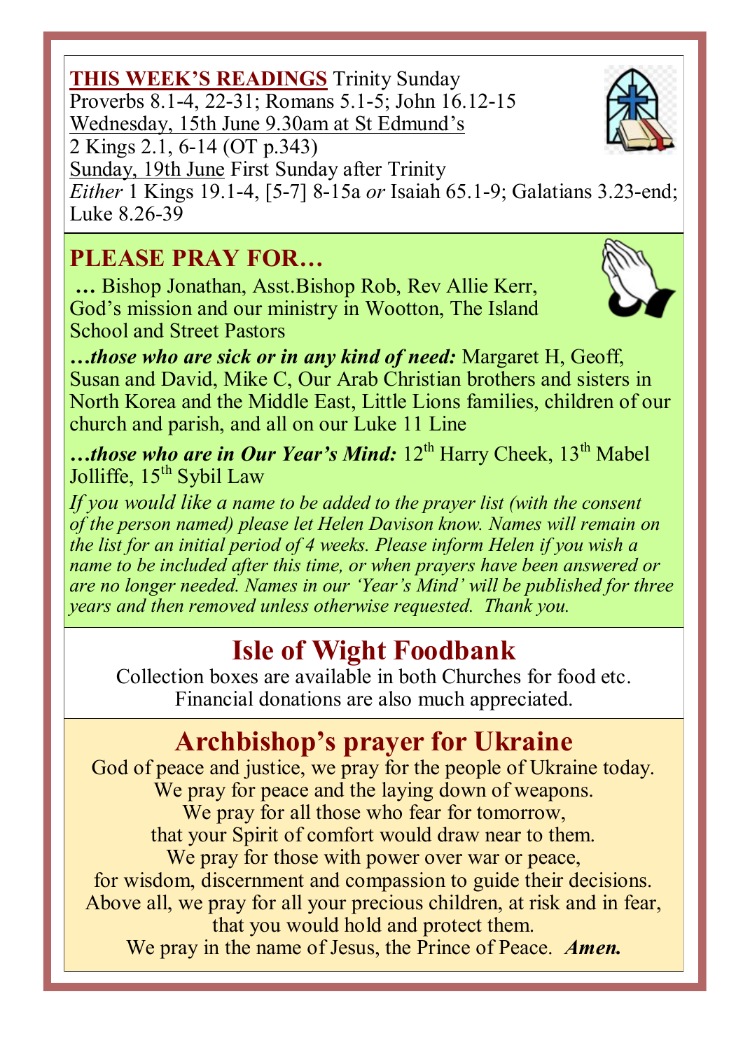**THIS WEEK'S READINGS** Trinity Sunday
Proverbs 8.1-4, 22-31; Romans 5.1-5; John 16.12-15
Wednesday, 15th June 9.30am at St Edmund's
2 Kings 2.1, 6-14 (OT p.343)
Sunday, 19th June First Sunday after Trinity
*Either* 1 Kings 19.1-4, [5-7] 8-15a *or* Isaiah 65.1-9; Galatians 3.23-end; Luke 8.26-39

## PLEASE PRAY FOR…

**…** Bishop Jonathan, Asst.Bishop Rob, Rev Allie Kerr, God's mission and our ministry in Wootton, The Island School and Street Pastors

***…those who are sick or in any kind of need:*** Margaret H, Geoff, Susan and David, Mike C, Our Arab Christian brothers and sisters in North Korea and the Middle East, Little Lions families, children of our church and parish, and all on our Luke 11 Line

***…those who are in Our Year's Mind:*** 12th Harry Cheek, 13th Mabel Jolliffe, 15th Sybil Law

*If you would like a name to be added to the prayer list (with the consent of the person named) please let Helen Davison know. Names will remain on the list for an initial period of 4 weeks. Please inform Helen if you wish a name to be included after this time, or when prayers have been answered or are no longer needed. Names in our 'Year's Mind' will be published for three years and then removed unless otherwise requested. Thank you.*

## Isle of Wight Foodbank

Collection boxes are available in both Churches for food etc.
Financial donations are also much appreciated.

## Archbishop's prayer for Ukraine

God of peace and justice, we pray for the people of Ukraine today.
We pray for peace and the laying down of weapons.
We pray for all those who fear for tomorrow,
that your Spirit of comfort would draw near to them.
We pray for those with power over war or peace,
for wisdom, discernment and compassion to guide their decisions.
Above all, we pray for all your precious children, at risk and in fear,
that you would hold and protect them.
We pray in the name of Jesus, the Prince of Peace. ***Amen.***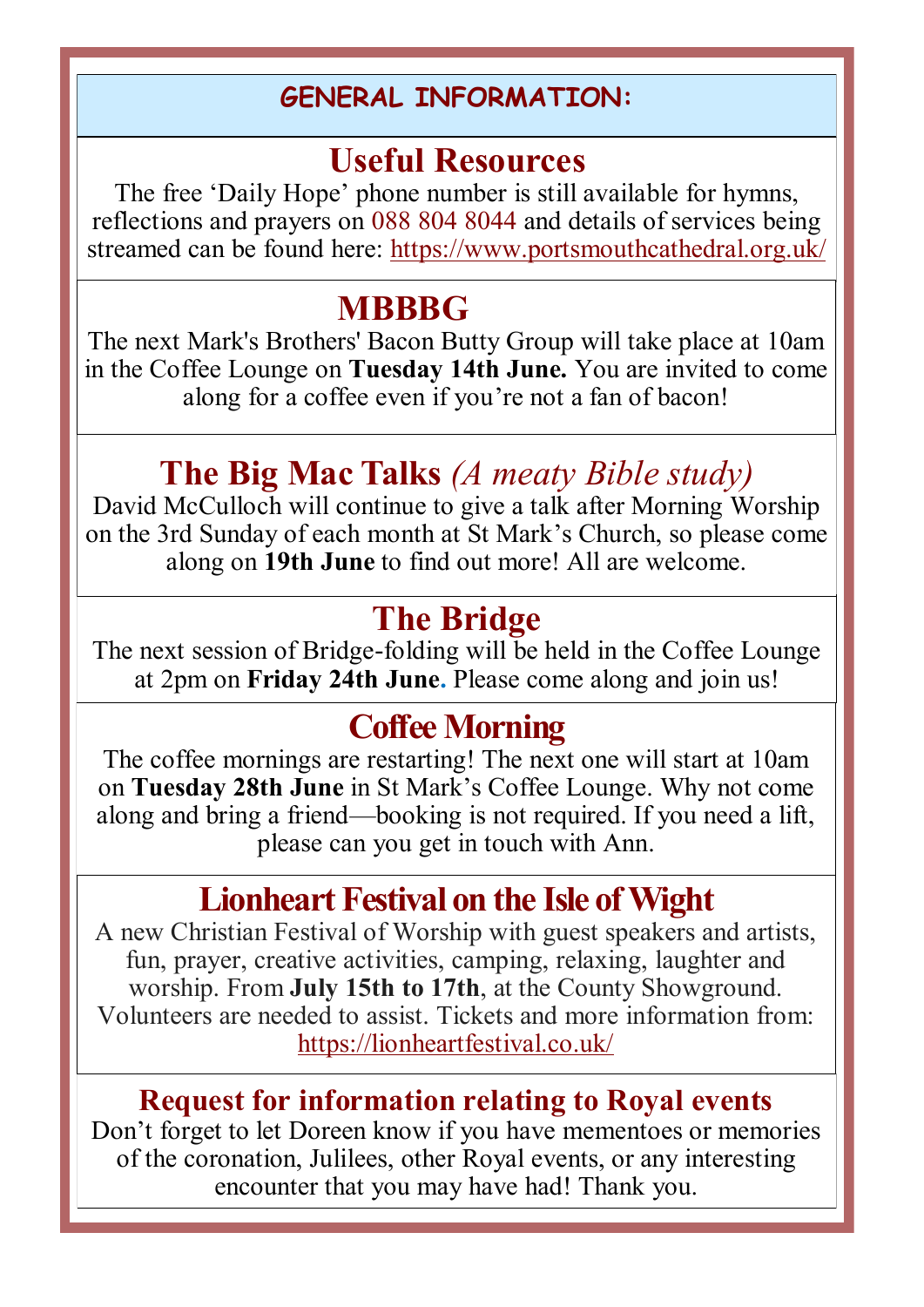# GENERAL INFORMATION:

## Useful Resources

The free 'Daily Hope' phone number is still available for hymns, reflections and prayers on 088 804 8044 and details of services being streamed can be found here: https://www.portsmouthcathedral.org.uk/

## MBBBG

The next Mark's Brothers' Bacon Butty Group will take place at 10am in the Coffee Lounge on **Tuesday 14th June.** You are invited to come along for a coffee even if you're not a fan of bacon!

## The Big Mac Talks *(A meaty Bible study)*

David McCulloch will continue to give a talk after Morning Worship on the 3rd Sunday of each month at St Mark's Church, so please come along on **19th June** to find out more! All are welcome.

## The Bridge

The next session of Bridge-folding will be held in the Coffee Lounge at 2pm on **Friday 24th June**. Please come along and join us!

## Coffee Morning

The coffee mornings are restarting! The next one will start at 10am on **Tuesday 28th June** in St Mark's Coffee Lounge. Why not come along and bring a friend—booking is not required. If you need a lift, please can you get in touch with Ann.

## Lionheart Festival on the Isle of Wight

A new Christian Festival of Worship with guest speakers and artists, fun, prayer, creative activities, camping, relaxing, laughter and worship. From **July 15th to 17th**, at the County Showground. Volunteers are needed to assist. Tickets and more information from: https://lionheartfestival.co.uk/

### Request for information relating to Royal events

Don't forget to let Doreen know if you have mementoes or memories of the coronation, Julilees, other Royal events, or any interesting encounter that you may have had! Thank you.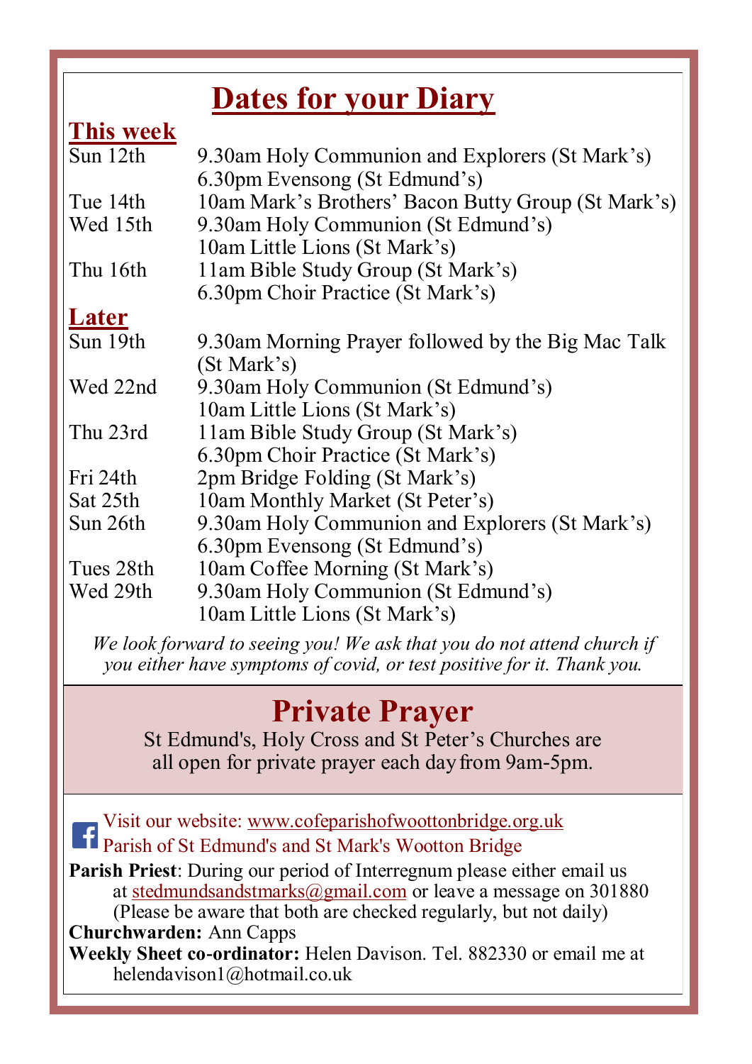# Dates for your Diary

## This week

| | |
|---|---|
| Sun 12th | 9.30am Holy Communion and Explorers (St Mark's) |
| | 6.30pm Evensong (St Edmund's) |
| Tue 14th | 10am Mark's Brothers' Bacon Butty Group (St Mark's) |
| Wed 15th | 9.30am Holy Communion (St Edmund's) |
| | 10am Little Lions (St Mark's) |
| Thu 16th | 11am Bible Study Group (St Mark's) |
| | 6.30pm Choir Practice (St Mark's) |

## Later

| | |
|---|---|
| Sun 19th | 9.30am Morning Prayer followed by the Big Mac Talk (St Mark's) |
| Wed 22nd | 9.30am Holy Communion (St Edmund's) |
| | 10am Little Lions (St Mark's) |
| Thu 23rd | 11am Bible Study Group (St Mark's) |
| | 6.30pm Choir Practice (St Mark's) |
| Fri 24th | 2pm Bridge Folding (St Mark's) |
| Sat 25th | 10am Monthly Market (St Peter's) |
| Sun 26th | 9.30am Holy Communion and Explorers (St Mark's) |
| | 6.30pm Evensong (St Edmund's) |
| Tues 28th | 10am Coffee Morning (St Mark's) |
| Wed 29th | 9.30am Holy Communion (St Edmund's) |
| | 10am Little Lions (St Mark's) |

*We look forward to seeing you! We ask that you do not attend church if you either have symptoms of covid, or test positive for it. Thank you.*

# Private Prayer

St Edmund's, Holy Cross and St Peter's Churches are all open for private prayer each day from 9am-5pm.

Visit our website: www.cofeparishofwoottonbridge.org.uk

Parish of St Edmund's and St Mark's Wootton Bridge

**Parish Priest**: During our period of Interregnum please either email us at stedmundsandstmarks@gmail.com or leave a message on 301880 (Please be aware that both are checked regularly, but not daily)

**Churchwarden:** Ann Capps

**Weekly Sheet co-ordinator:** Helen Davison. Tel. 882330 or email me at helendavison1@hotmail.co.uk